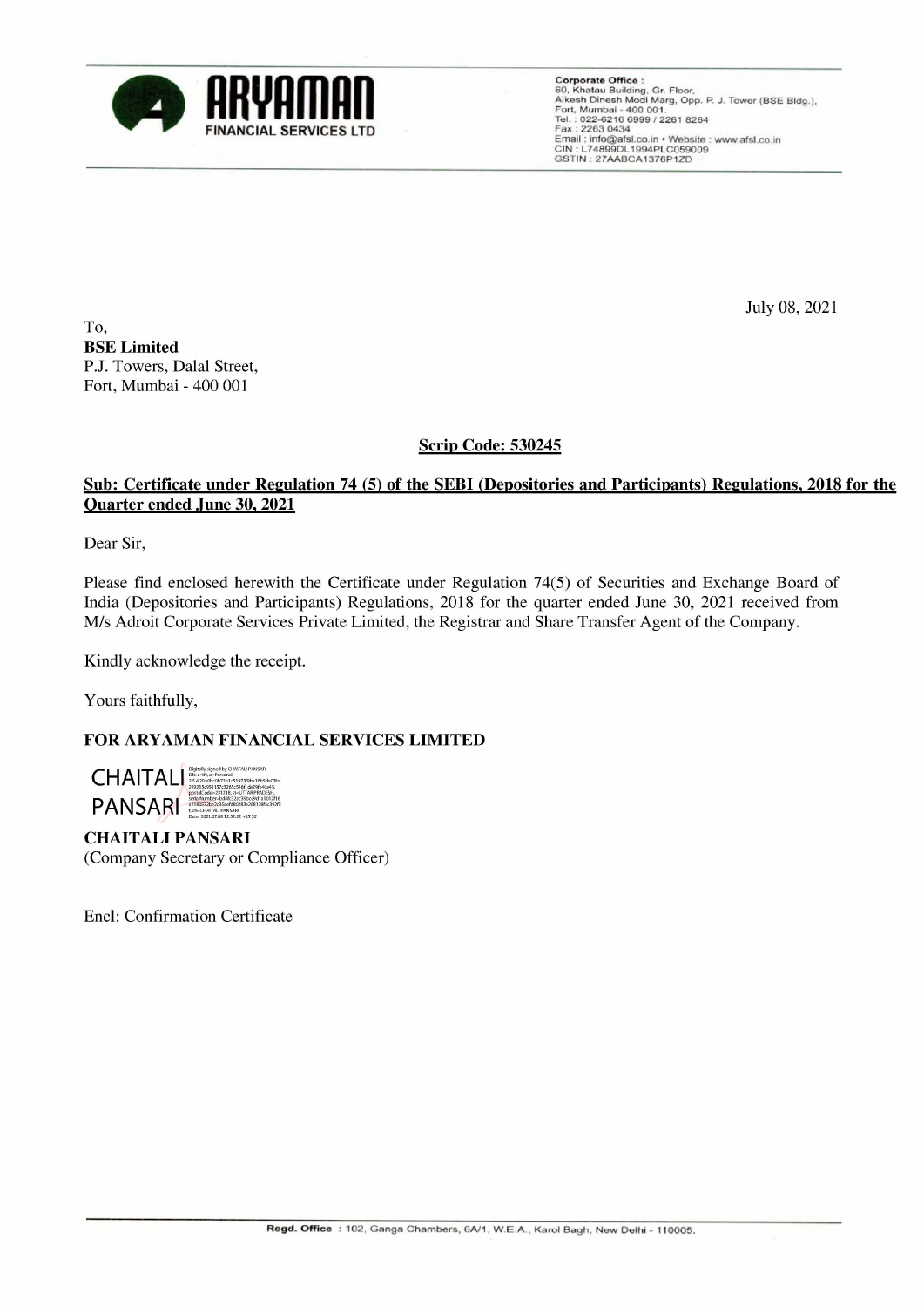**ARYAMAN**
**FINANCIAL SERVICES LTD**

**Corporate Office :**
60, Khatau Building, Gr. Floor,
Alkesh Dinesh Modi Marg, Opp. P. J. Tower (BSE Bldg.),
Fort, Mumbai - 400 001.
Tel. : 022-6216 6999 / 2261 8264
Fax : 2263 0434
Email : info@afsl.co.in • Website : www.afsl.co.in
CIN : L74899DL1994PLC059009
GSTIN : 27AABCA1376P1ZD

July 08, 2021

To,
**BSE Limited**
P.J. Towers, Dalal Street,
Fort, Mumbai - 400 001

**Scrip Code: 530245**

**Sub: Certificate under Regulation 74 (5) of the SEBI (Depositories and Participants) Regulations, 2018 for the Quarter ended June 30, 2021**

Dear Sir,

Please find enclosed herewith the Certificate under Regulation 74(5) of Securities and Exchange Board of India (Depositories and Participants) Regulations, 2018 for the quarter ended June 30, 2021 received from M/s Adroit Corporate Services Private Limited, the Registrar and Share Transfer Agent of the Company.

Kindly acknowledge the receipt.

Yours faithfully,

**FOR ARYAMAN FINANCIAL SERVICES LIMITED**

CHAITALI PANSARI
Digitally signed by CHAITALI PANSARI
Date: 2021.07.08 12:52:32 +05'30'

**CHAITALI PANSARI**
(Company Secretary or Compliance Officer)

Encl: Confirmation Certificate

**Regd. Office** : 102, Ganga Chambers, 6A/1, W.E.A., Karol Bagh, New Delhi - 110005.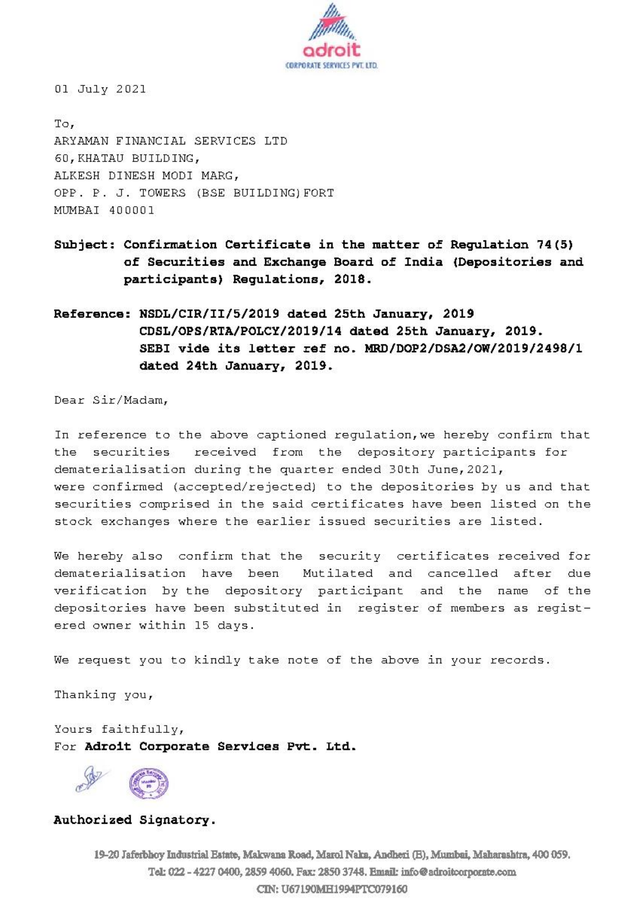adroit
CORPORATE SERVICES PVT. LTD.

01 July 2021

To,
ARYAMAN FINANCIAL SERVICES LTD
60, KHATAU BUILDING,
ALKESH DINESH MODI MARG,
OPP. P. J. TOWERS (BSE BUILDING) FORT
MUMBAI 400001

**Subject: Confirmation Certificate in the matter of Regulation 74(5) of Securities and Exchange Board of India (Depositories and participants) Regulations, 2018.**

**Reference: NSDL/CIR/II/5/2019 dated 25th January, 2019**
**CDSL/OPS/RTA/POLCY/2019/14 dated 25th January, 2019.**
**SEBI vide its letter ref no. MRD/DOP2/DSA2/OW/2019/2498/1 dated 24th January, 2019.**

Dear Sir/Madam,

In reference to the above captioned regulation, we hereby confirm that the securities received from the depository participants for dematerialisation during the quarter ended 30th June, 2021, were confirmed (accepted/rejected) to the depositories by us and that securities comprised in the said certificates have been listed on the stock exchanges where the earlier issued securities are listed.

We hereby also confirm that the security certificates received for dematerialisation have been Mutilated and cancelled after due verification by the depository participant and the name of the depositories have been substituted in register of members as registered owner within 15 days.

We request you to kindly take note of the above in your records.

Thanking you,

Yours faithfully,
For **Adroit Corporate Services Pvt. Ltd.**

**Authorized Signatory.**

19-20 Jaferbhoy Industrial Estate, Makwana Road, Marol Naka, Andheri (E), Mumbai, Maharashtra, 400 059.
Tel: 022 - 4227 0400, 2859 4060. Fax: 2850 3748. Email: info@adroitcorporate.com
CIN: U67190MH1994PTC079160